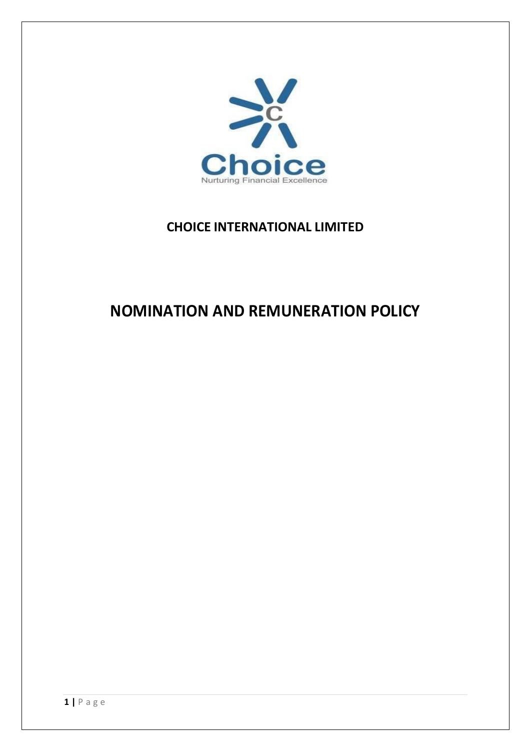**CHOICE INTERNATIONAL LIMITED**

# NOMINATION AND REMUNERATION POLICY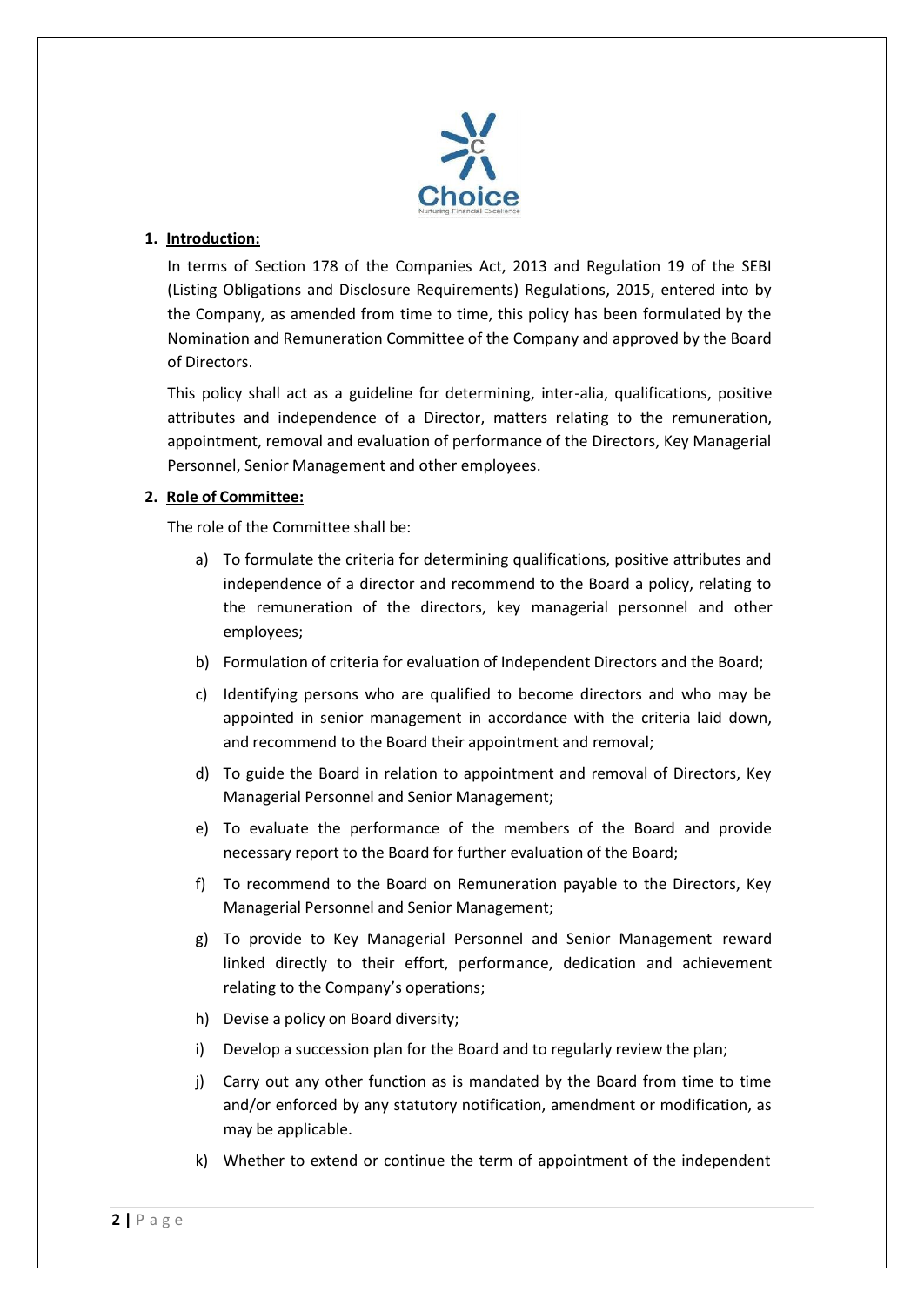## 1. Introduction:

In terms of Section 178 of the Companies Act, 2013 and Regulation 19 of the SEBI (Listing Obligations and Disclosure Requirements) Regulations, 2015, entered into by the Company, as amended from time to time, this policy has been formulated by the Nomination and Remuneration Committee of the Company and approved by the Board of Directors.

This policy shall act as a guideline for determining, inter-alia, qualifications, positive attributes and independence of a Director, matters relating to the remuneration, appointment, removal and evaluation of performance of the Directors, Key Managerial Personnel, Senior Management and other employees.

## 2. Role of Committee:

The role of the Committee shall be:

a) To formulate the criteria for determining qualifications, positive attributes and independence of a director and recommend to the Board a policy, relating to the remuneration of the directors, key managerial personnel and other employees;

b) Formulation of criteria for evaluation of Independent Directors and the Board;

c) Identifying persons who are qualified to become directors and who may be appointed in senior management in accordance with the criteria laid down, and recommend to the Board their appointment and removal;

d) To guide the Board in relation to appointment and removal of Directors, Key Managerial Personnel and Senior Management;

e) To evaluate the performance of the members of the Board and provide necessary report to the Board for further evaluation of the Board;

f) To recommend to the Board on Remuneration payable to the Directors, Key Managerial Personnel and Senior Management;

g) To provide to Key Managerial Personnel and Senior Management reward linked directly to their effort, performance, dedication and achievement relating to the Company's operations;

h) Devise a policy on Board diversity;

i) Develop a succession plan for the Board and to regularly review the plan;

j) Carry out any other function as is mandated by the Board from time to time and/or enforced by any statutory notification, amendment or modification, as may be applicable.

k) Whether to extend or continue the term of appointment of the independent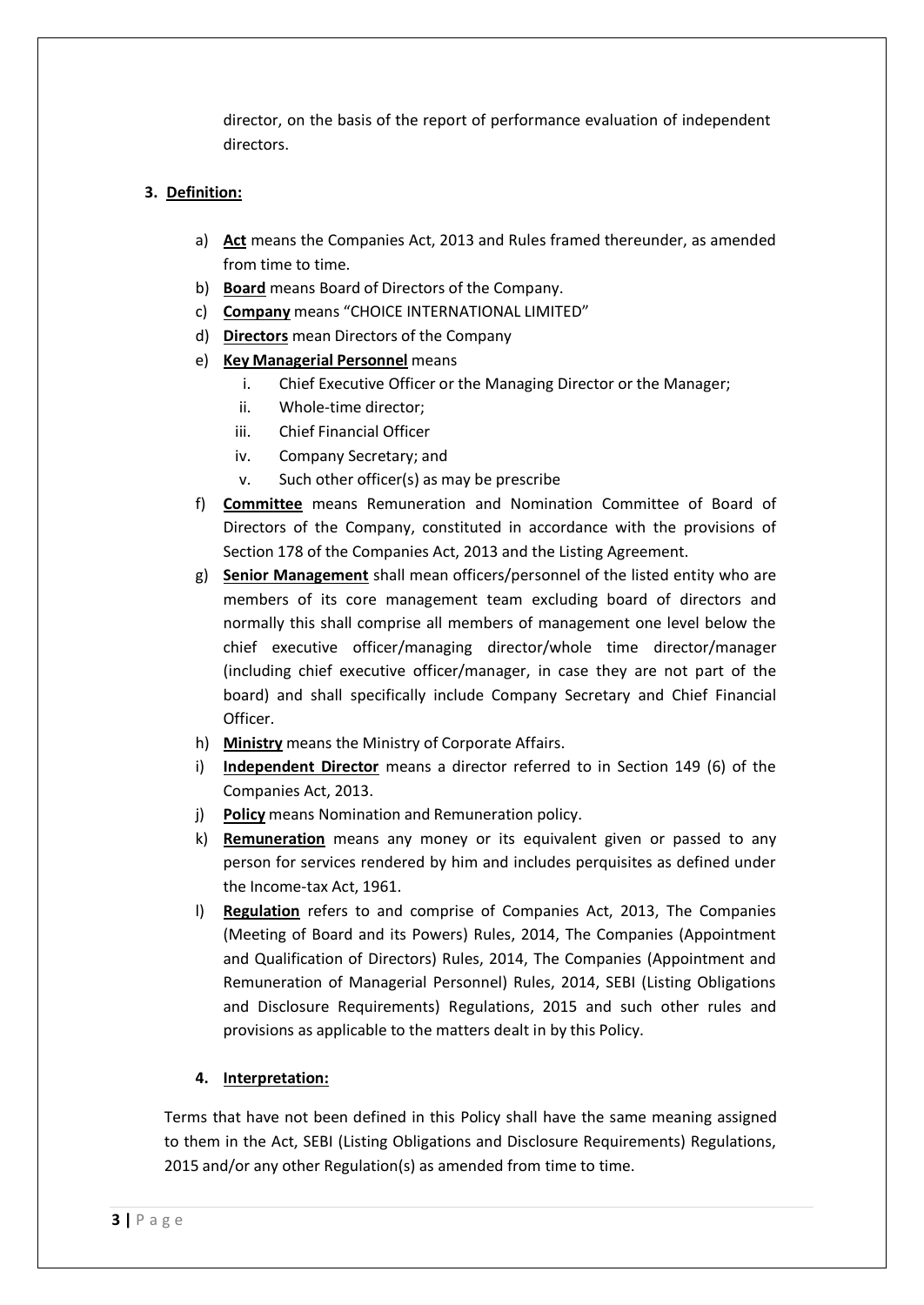director, on the basis of the report of performance evaluation of independent directors.

## 3. Definition:

a) **Act** means the Companies Act, 2013 and Rules framed thereunder, as amended from time to time.

b) **Board** means Board of Directors of the Company.

c) **Company** means "CHOICE INTERNATIONAL LIMITED"

d) **Directors** mean Directors of the Company

e) **Key Managerial Personnel** means
   - i. Chief Executive Officer or the Managing Director or the Manager;
   - ii. Whole-time director;
   - iii. Chief Financial Officer
   - iv. Company Secretary; and
   - v. Such other officer(s) as may be prescribe

f) **Committee** means Remuneration and Nomination Committee of Board of Directors of the Company, constituted in accordance with the provisions of Section 178 of the Companies Act, 2013 and the Listing Agreement.

g) **Senior Management** shall mean officers/personnel of the listed entity who are members of its core management team excluding board of directors and normally this shall comprise all members of management one level below the chief executive officer/managing director/whole time director/manager (including chief executive officer/manager, in case they are not part of the board) and shall specifically include Company Secretary and Chief Financial Officer.

h) **Ministry** means the Ministry of Corporate Affairs.

i) **Independent Director** means a director referred to in Section 149 (6) of the Companies Act, 2013.

j) **Policy** means Nomination and Remuneration policy.

k) **Remuneration** means any money or its equivalent given or passed to any person for services rendered by him and includes perquisites as defined under the Income-tax Act, 1961.

l) **Regulation** refers to and comprise of Companies Act, 2013, The Companies (Meeting of Board and its Powers) Rules, 2014, The Companies (Appointment and Qualification of Directors) Rules, 2014, The Companies (Appointment and Remuneration of Managerial Personnel) Rules, 2014, SEBI (Listing Obligations and Disclosure Requirements) Regulations, 2015 and such other rules and provisions as applicable to the matters dealt in by this Policy.

## 4. Interpretation:

Terms that have not been defined in this Policy shall have the same meaning assigned to them in the Act, SEBI (Listing Obligations and Disclosure Requirements) Regulations, 2015 and/or any other Regulation(s) as amended from time to time.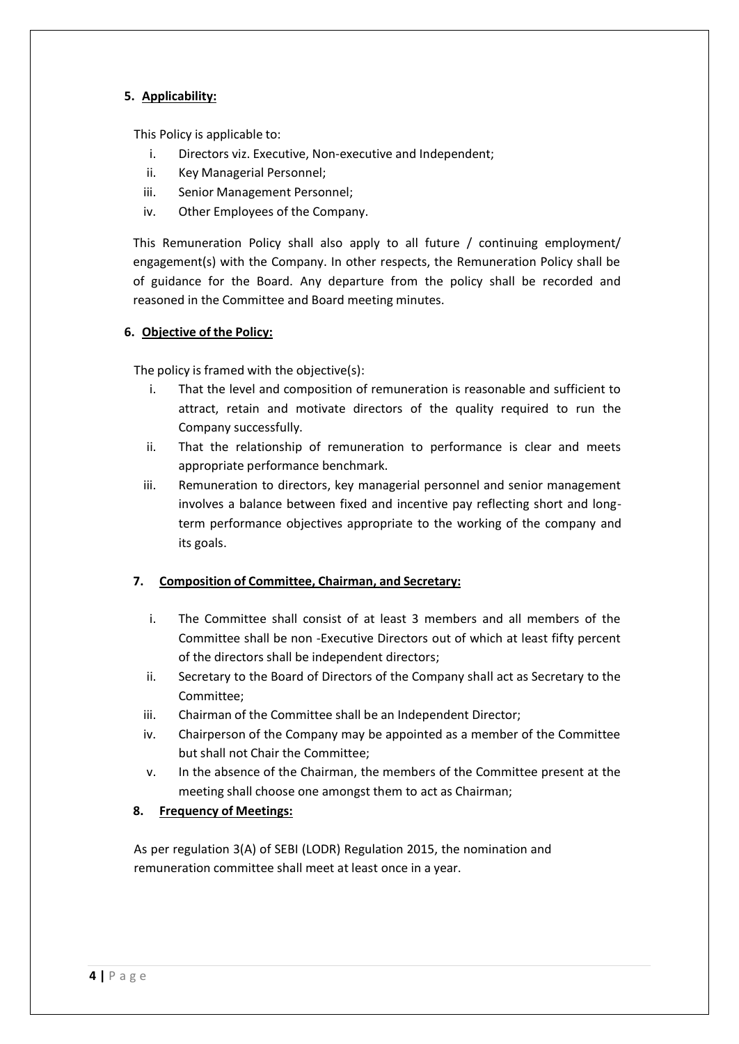## 5. Applicability:

This Policy is applicable to:

i. Directors viz. Executive, Non-executive and Independent;
ii. Key Managerial Personnel;
iii. Senior Management Personnel;
iv. Other Employees of the Company.

This Remuneration Policy shall also apply to all future / continuing employment/ engagement(s) with the Company. In other respects, the Remuneration Policy shall be of guidance for the Board. Any departure from the policy shall be recorded and reasoned in the Committee and Board meeting minutes.

## 6. Objective of the Policy:

The policy is framed with the objective(s):

i. That the level and composition of remuneration is reasonable and sufficient to attract, retain and motivate directors of the quality required to run the Company successfully.
ii. That the relationship of remuneration to performance is clear and meets appropriate performance benchmark.
iii. Remuneration to directors, key managerial personnel and senior management involves a balance between fixed and incentive pay reflecting short and long-term performance objectives appropriate to the working of the company and its goals.

## 7. Composition of Committee, Chairman, and Secretary:

i. The Committee shall consist of at least 3 members and all members of the Committee shall be non -Executive Directors out of which at least fifty percent of the directors shall be independent directors;
ii. Secretary to the Board of Directors of the Company shall act as Secretary to the Committee;
iii. Chairman of the Committee shall be an Independent Director;
iv. Chairperson of the Company may be appointed as a member of the Committee but shall not Chair the Committee;
v. In the absence of the Chairman, the members of the Committee present at the meeting shall choose one amongst them to act as Chairman;

## 8. Frequency of Meetings:

As per regulation 3(A) of SEBI (LODR) Regulation 2015, the nomination and remuneration committee shall meet at least once in a year.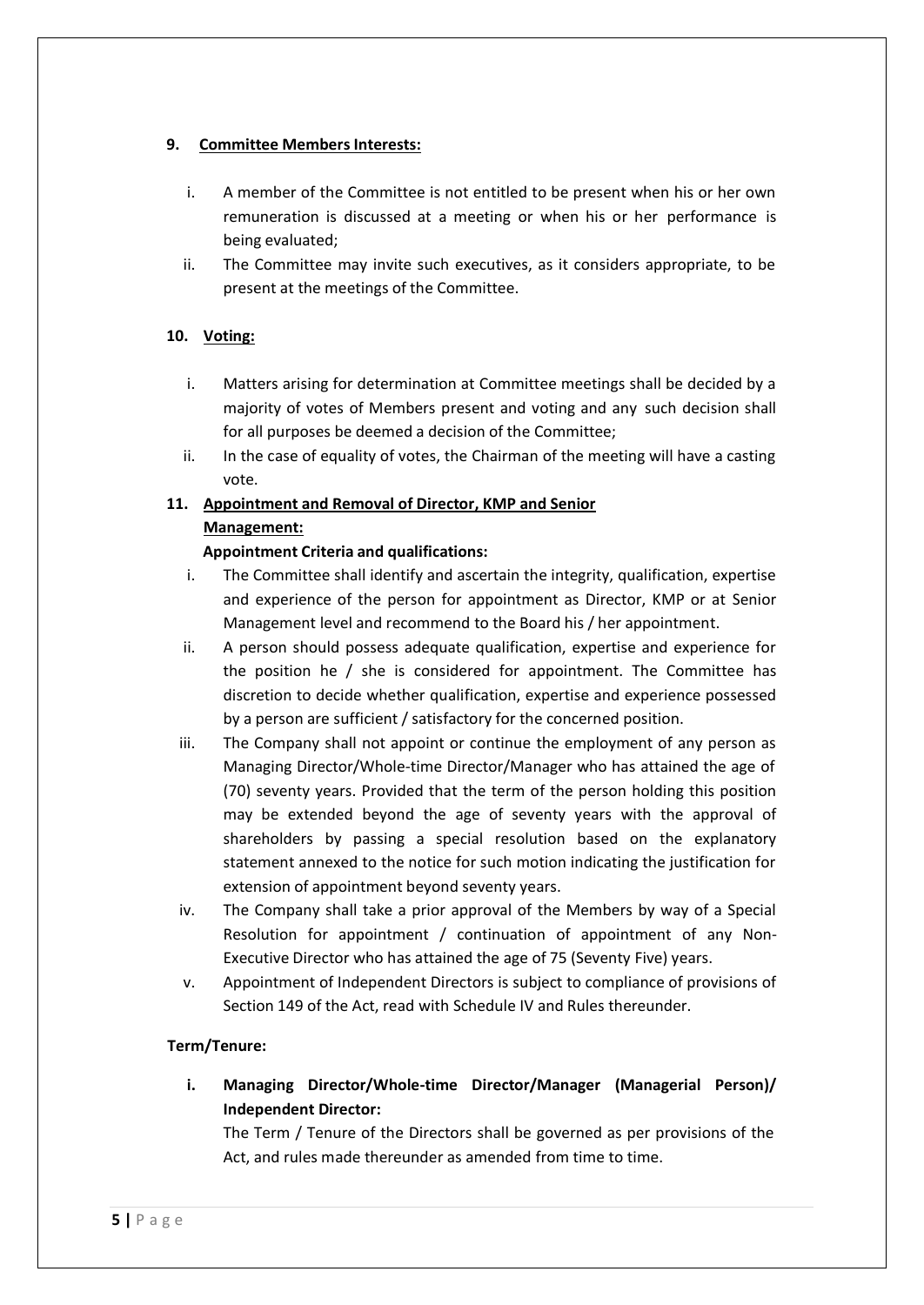**9. Committee Members Interests:**

i. A member of the Committee is not entitled to be present when his or her own remuneration is discussed at a meeting or when his or her performance is being evaluated;

ii. The Committee may invite such executives, as it considers appropriate, to be present at the meetings of the Committee.

**10. Voting:**

i. Matters arising for determination at Committee meetings shall be decided by a majority of votes of Members present and voting and any such decision shall for all purposes be deemed a decision of the Committee;

ii. In the case of equality of votes, the Chairman of the meeting will have a casting vote.

**11. Appointment and Removal of Director, KMP and Senior Management:**

**Appointment Criteria and qualifications:**

i. The Committee shall identify and ascertain the integrity, qualification, expertise and experience of the person for appointment as Director, KMP or at Senior Management level and recommend to the Board his / her appointment.

ii. A person should possess adequate qualification, expertise and experience for the position he / she is considered for appointment. The Committee has discretion to decide whether qualification, expertise and experience possessed by a person are sufficient / satisfactory for the concerned position.

iii. The Company shall not appoint or continue the employment of any person as Managing Director/Whole-time Director/Manager who has attained the age of (70) seventy years. Provided that the term of the person holding this position may be extended beyond the age of seventy years with the approval of shareholders by passing a special resolution based on the explanatory statement annexed to the notice for such motion indicating the justification for extension of appointment beyond seventy years.

iv. The Company shall take a prior approval of the Members by way of a Special Resolution for appointment / continuation of appointment of any Non-Executive Director who has attained the age of 75 (Seventy Five) years.

v. Appointment of Independent Directors is subject to compliance of provisions of Section 149 of the Act, read with Schedule IV and Rules thereunder.

**Term/Tenure:**

**i. Managing Director/Whole-time Director/Manager (Managerial Person)/ Independent Director:**

The Term / Tenure of the Directors shall be governed as per provisions of the Act, and rules made thereunder as amended from time to time.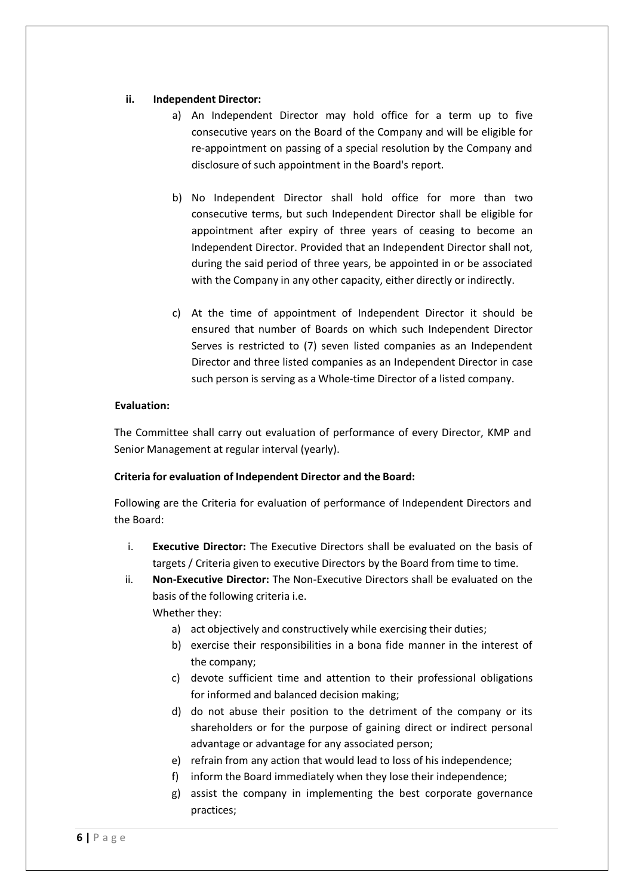**ii. Independent Director:**

a) An Independent Director may hold office for a term up to five consecutive years on the Board of the Company and will be eligible for re-appointment on passing of a special resolution by the Company and disclosure of such appointment in the Board's report.

b) No Independent Director shall hold office for more than two consecutive terms, but such Independent Director shall be eligible for appointment after expiry of three years of ceasing to become an Independent Director. Provided that an Independent Director shall not, during the said period of three years, be appointed in or be associated with the Company in any other capacity, either directly or indirectly.

c) At the time of appointment of Independent Director it should be ensured that number of Boards on which such Independent Director Serves is restricted to (7) seven listed companies as an Independent Director and three listed companies as an Independent Director in case such person is serving as a Whole-time Director of a listed company.

**Evaluation:**

The Committee shall carry out evaluation of performance of every Director, KMP and Senior Management at regular interval (yearly).

**Criteria for evaluation of Independent Director and the Board:**

Following are the Criteria for evaluation of performance of Independent Directors and the Board:

i. **Executive Director:** The Executive Directors shall be evaluated on the basis of targets / Criteria given to executive Directors by the Board from time to time.

ii. **Non-Executive Director:** The Non-Executive Directors shall be evaluated on the basis of the following criteria i.e.

Whether they:

a) act objectively and constructively while exercising their duties;
b) exercise their responsibilities in a bona fide manner in the interest of the company;
c) devote sufficient time and attention to their professional obligations for informed and balanced decision making;
d) do not abuse their position to the detriment of the company or its shareholders or for the purpose of gaining direct or indirect personal advantage or advantage for any associated person;
e) refrain from any action that would lead to loss of his independence;
f) inform the Board immediately when they lose their independence;
g) assist the company in implementing the best corporate governance practices;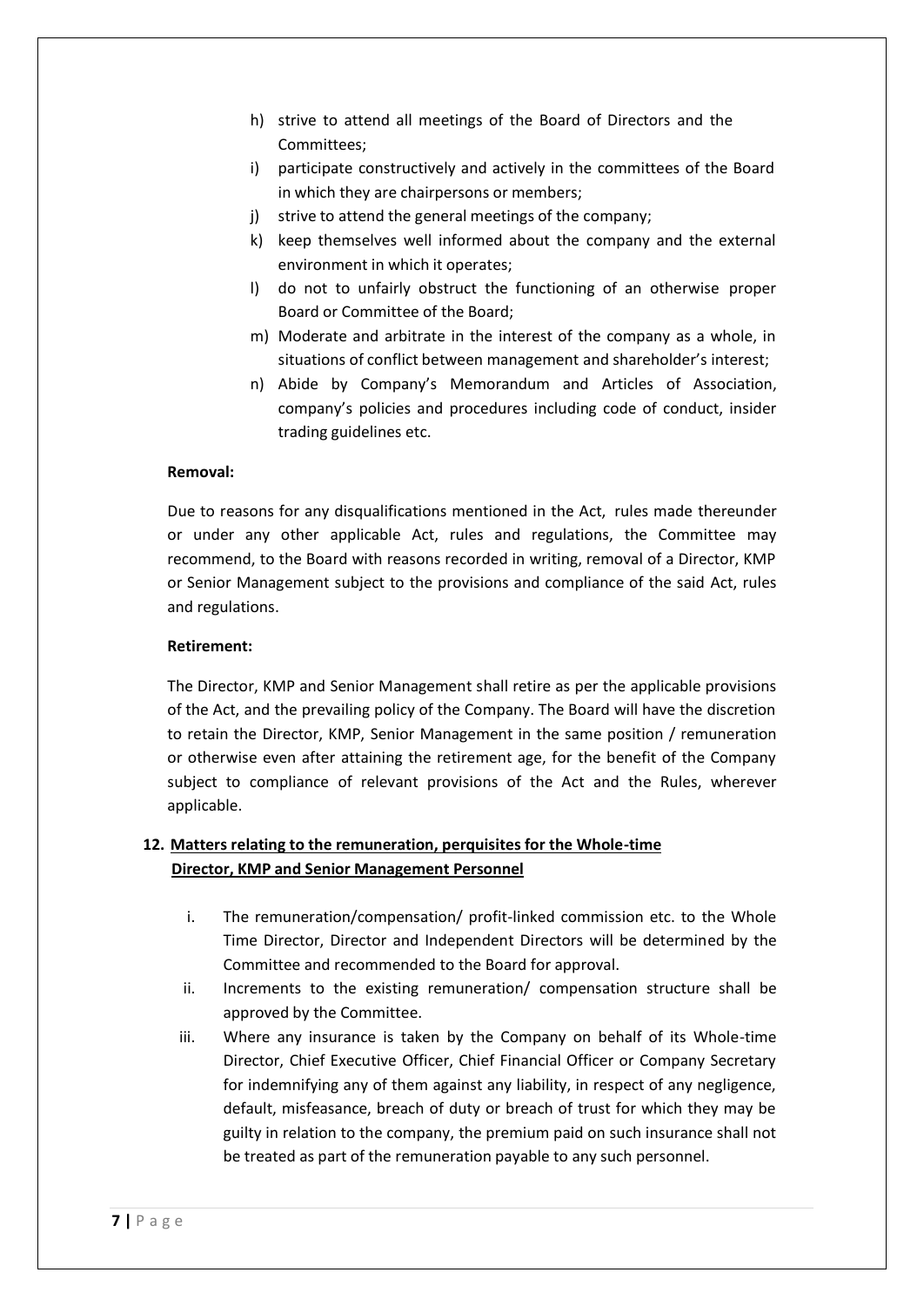h) strive to attend all meetings of the Board of Directors and the Committees;
i) participate constructively and actively in the committees of the Board in which they are chairpersons or members;
j) strive to attend the general meetings of the company;
k) keep themselves well informed about the company and the external environment in which it operates;
l) do not to unfairly obstruct the functioning of an otherwise proper Board or Committee of the Board;
m) Moderate and arbitrate in the interest of the company as a whole, in situations of conflict between management and shareholder's interest;
n) Abide by Company's Memorandum and Articles of Association, company's policies and procedures including code of conduct, insider trading guidelines etc.

**Removal:**

Due to reasons for any disqualifications mentioned in the Act, rules made thereunder or under any other applicable Act, rules and regulations, the Committee may recommend, to the Board with reasons recorded in writing, removal of a Director, KMP or Senior Management subject to the provisions and compliance of the said Act, rules and regulations.

**Retirement:**

The Director, KMP and Senior Management shall retire as per the applicable provisions of the Act, and the prevailing policy of the Company. The Board will have the discretion to retain the Director, KMP, Senior Management in the same position / remuneration or otherwise even after attaining the retirement age, for the benefit of the Company subject to compliance of relevant provisions of the Act and the Rules, wherever applicable.

## 12. Matters relating to the remuneration, perquisites for the Whole-time Director, KMP and Senior Management Personnel

i. The remuneration/compensation/ profit-linked commission etc. to the Whole Time Director, Director and Independent Directors will be determined by the Committee and recommended to the Board for approval.
ii. Increments to the existing remuneration/ compensation structure shall be approved by the Committee.
iii. Where any insurance is taken by the Company on behalf of its Whole-time Director, Chief Executive Officer, Chief Financial Officer or Company Secretary for indemnifying any of them against any liability, in respect of any negligence, default, misfeasance, breach of duty or breach of trust for which they may be guilty in relation to the company, the premium paid on such insurance shall not be treated as part of the remuneration payable to any such personnel.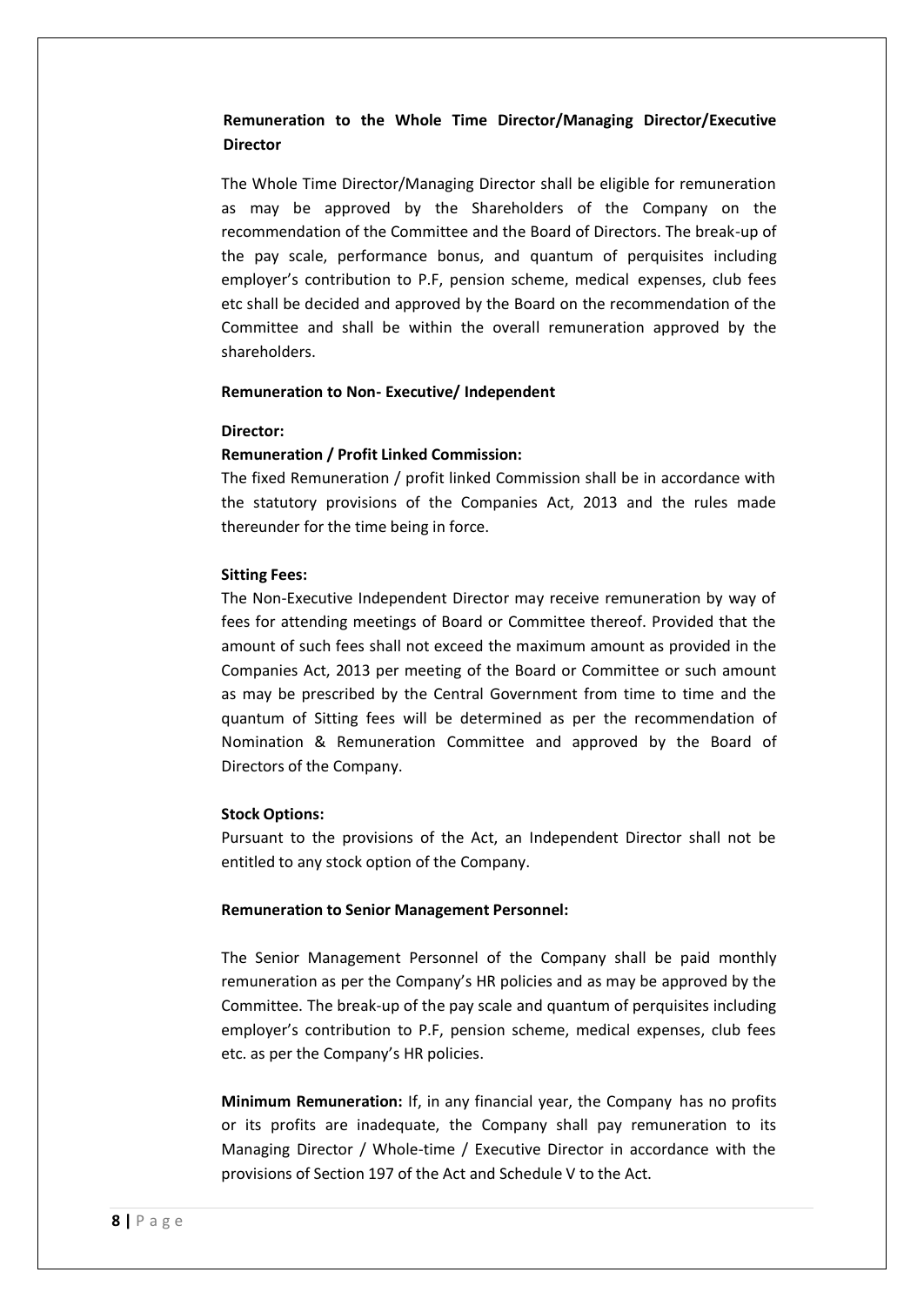**Remuneration to the Whole Time Director/Managing Director/Executive Director**

The Whole Time Director/Managing Director shall be eligible for remuneration as may be approved by the Shareholders of the Company on the recommendation of the Committee and the Board of Directors. The break-up of the pay scale, performance bonus, and quantum of perquisites including employer's contribution to P.F, pension scheme, medical expenses, club fees etc shall be decided and approved by the Board on the recommendation of the Committee and shall be within the overall remuneration approved by the shareholders.

**Remuneration to Non- Executive/ Independent**

**Director:**

**Remuneration / Profit Linked Commission:**

The fixed Remuneration / profit linked Commission shall be in accordance with the statutory provisions of the Companies Act, 2013 and the rules made thereunder for the time being in force.

**Sitting Fees:**

The Non-Executive Independent Director may receive remuneration by way of fees for attending meetings of Board or Committee thereof. Provided that the amount of such fees shall not exceed the maximum amount as provided in the Companies Act, 2013 per meeting of the Board or Committee or such amount as may be prescribed by the Central Government from time to time and the quantum of Sitting fees will be determined as per the recommendation of Nomination & Remuneration Committee and approved by the Board of Directors of the Company.

**Stock Options:**

Pursuant to the provisions of the Act, an Independent Director shall not be entitled to any stock option of the Company.

**Remuneration to Senior Management Personnel:**

The Senior Management Personnel of the Company shall be paid monthly remuneration as per the Company's HR policies and as may be approved by the Committee. The break-up of the pay scale and quantum of perquisites including employer's contribution to P.F, pension scheme, medical expenses, club fees etc. as per the Company's HR policies.

**Minimum Remuneration:** If, in any financial year, the Company has no profits or its profits are inadequate, the Company shall pay remuneration to its Managing Director / Whole-time / Executive Director in accordance with the provisions of Section 197 of the Act and Schedule V to the Act.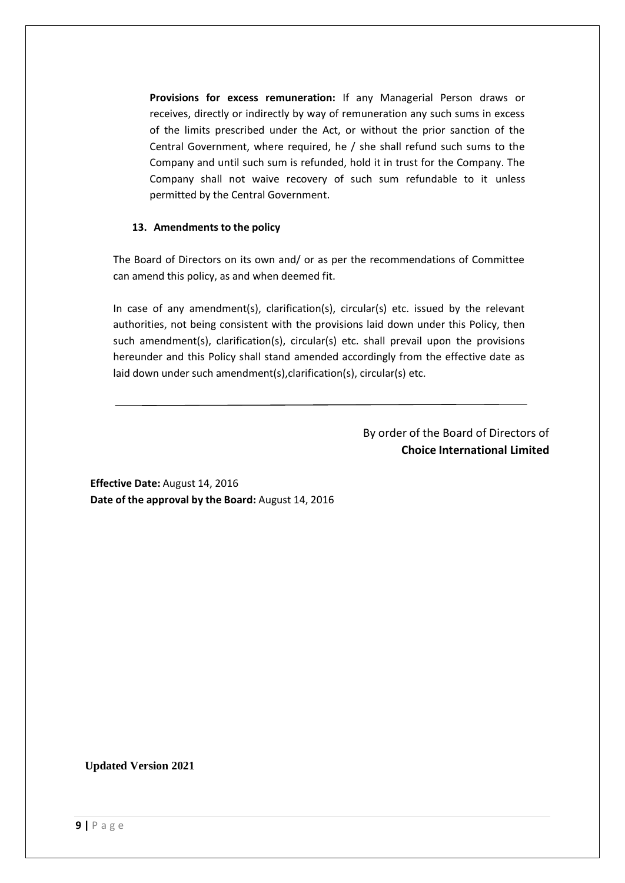**Provisions for excess remuneration:** If any Managerial Person draws or receives, directly or indirectly by way of remuneration any such sums in excess of the limits prescribed under the Act, or without the prior sanction of the Central Government, where required, he / she shall refund such sums to the Company and until such sum is refunded, hold it in trust for the Company. The Company shall not waive recovery of such sum refundable to it unless permitted by the Central Government.

### 13. Amendments to the policy

The Board of Directors on its own and/ or as per the recommendations of Committee can amend this policy, as and when deemed fit.

In case of any amendment(s), clarification(s), circular(s) etc. issued by the relevant authorities, not being consistent with the provisions laid down under this Policy, then such amendment(s), clarification(s), circular(s) etc. shall prevail upon the provisions hereunder and this Policy shall stand amended accordingly from the effective date as laid down under such amendment(s),clarification(s), circular(s) etc.

---

By order of the Board of Directors of
**Choice International Limited**

**Effective Date:** August 14, 2016
**Date of the approval by the Board:** August 14, 2016

**Updated Version 2021**